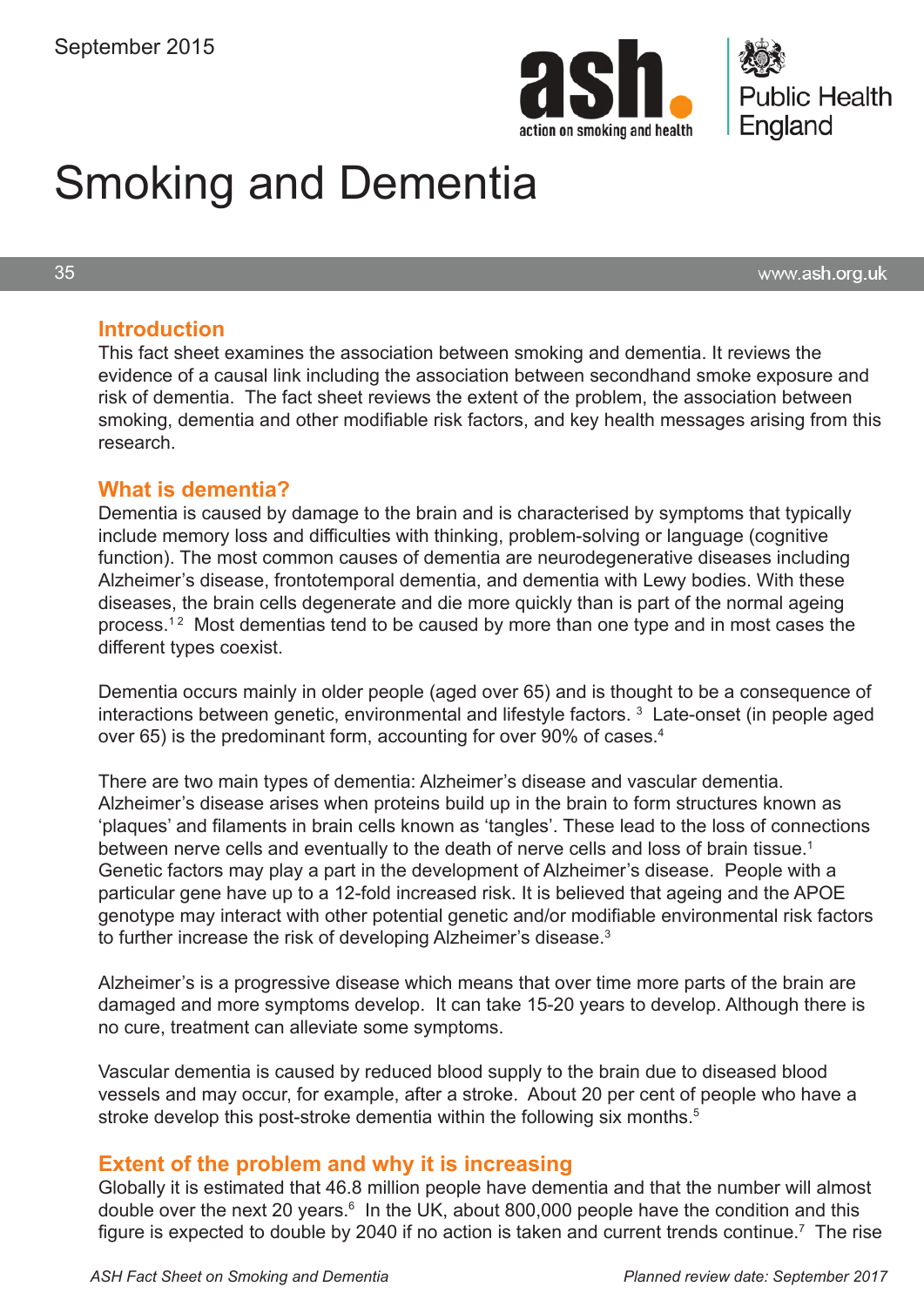September 2015

# Smoking and Dementia

35 www.ash.org.uk

## Introduction

This fact sheet examines the association between smoking and dementia. It reviews the evidence of a causal link including the association between secondhand smoke exposure and risk of dementia. The fact sheet reviews the extent of the problem, the association between smoking, dementia and other modifiable risk factors, and key health messages arising from this research.

## What is dementia?

Dementia is caused by damage to the brain and is characterised by symptoms that typically include memory loss and difficulties with thinking, problem-solving or language (cognitive function). The most common causes of dementia are neurodegenerative diseases including Alzheimer's disease, frontotemporal dementia, and dementia with Lewy bodies. With these diseases, the brain cells degenerate and die more quickly than is part of the normal ageing process.[1 2] Most dementias tend to be caused by more than one type and in most cases the different types coexist.

Dementia occurs mainly in older people (aged over 65) and is thought to be a consequence of interactions between genetic, environmental and lifestyle factors.[3] Late-onset (in people aged over 65) is the predominant form, accounting for over 90% of cases.[4]

There are two main types of dementia: Alzheimer's disease and vascular dementia. Alzheimer's disease arises when proteins build up in the brain to form structures known as 'plaques' and filaments in brain cells known as 'tangles'. These lead to the loss of connections between nerve cells and eventually to the death of nerve cells and loss of brain tissue.[1] Genetic factors may play a part in the development of Alzheimer's disease. People with a particular gene have up to a 12-fold increased risk. It is believed that ageing and the APOE genotype may interact with other potential genetic and/or modifiable environmental risk factors to further increase the risk of developing Alzheimer's disease.[3]

Alzheimer's is a progressive disease which means that over time more parts of the brain are damaged and more symptoms develop. It can take 15-20 years to develop. Although there is no cure, treatment can alleviate some symptoms.

Vascular dementia is caused by reduced blood supply to the brain due to diseased blood vessels and may occur, for example, after a stroke. About 20 per cent of people who have a stroke develop this post-stroke dementia within the following six months.[5]

## Extent of the problem and why it is increasing

Globally it is estimated that 46.8 million people have dementia and that the number will almost double over the next 20 years.[6] In the UK, about 800,000 people have the condition and this figure is expected to double by 2040 if no action is taken and current trends continue.[7] The rise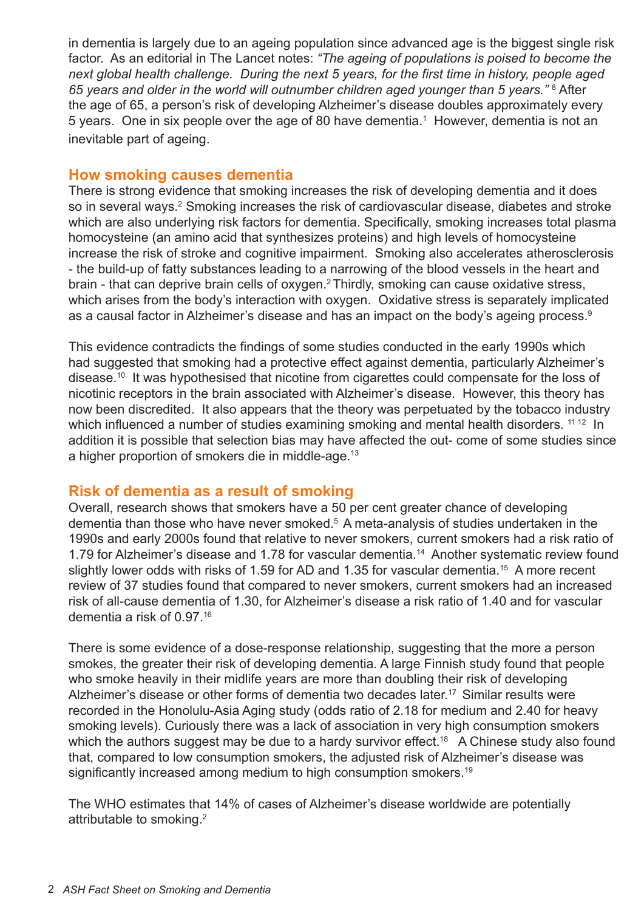in dementia is largely due to an ageing population since advanced age is the biggest single risk factor. As an editorial in The Lancet notes: *"The ageing of populations is poised to become the next global health challenge. During the next 5 years, for the first time in history, people aged 65 years and older in the world will outnumber children aged younger than 5 years."* [8] After the age of 65, a person's risk of developing Alzheimer's disease doubles approximately every 5 years. One in six people over the age of 80 have dementia.[1] However, dementia is not an inevitable part of ageing.

## How smoking causes dementia

There is strong evidence that smoking increases the risk of developing dementia and it does so in several ways.[2] Smoking increases the risk of cardiovascular disease, diabetes and stroke which are also underlying risk factors for dementia. Specifically, smoking increases total plasma homocysteine (an amino acid that synthesizes proteins) and high levels of homocysteine increase the risk of stroke and cognitive impairment. Smoking also accelerates atherosclerosis - the build-up of fatty substances leading to a narrowing of the blood vessels in the heart and brain - that can deprive brain cells of oxygen.[2] Thirdly, smoking can cause oxidative stress, which arises from the body's interaction with oxygen. Oxidative stress is separately implicated as a causal factor in Alzheimer's disease and has an impact on the body's ageing process.[9]

This evidence contradicts the findings of some studies conducted in the early 1990s which had suggested that smoking had a protective effect against dementia, particularly Alzheimer's disease.[10] It was hypothesised that nicotine from cigarettes could compensate for the loss of nicotinic receptors in the brain associated with Alzheimer's disease. However, this theory has now been discredited. It also appears that the theory was perpetuated by the tobacco industry which influenced a number of studies examining smoking and mental health disorders. [11,12] In addition it is possible that selection bias may have affected the out- come of some studies since a higher proportion of smokers die in middle-age.[13]

## Risk of dementia as a result of smoking

Overall, research shows that smokers have a 50 per cent greater chance of developing dementia than those who have never smoked.[5] A meta-analysis of studies undertaken in the 1990s and early 2000s found that relative to never smokers, current smokers had a risk ratio of 1.79 for Alzheimer's disease and 1.78 for vascular dementia.[14] Another systematic review found slightly lower odds with risks of 1.59 for AD and 1.35 for vascular dementia.[15] A more recent review of 37 studies found that compared to never smokers, current smokers had an increased risk of all-cause dementia of 1.30, for Alzheimer's disease a risk ratio of 1.40 and for vascular dementia a risk of 0.97.[16]

There is some evidence of a dose-response relationship, suggesting that the more a person smokes, the greater their risk of developing dementia. A large Finnish study found that people who smoke heavily in their midlife years are more than doubling their risk of developing Alzheimer's disease or other forms of dementia two decades later.[17] Similar results were recorded in the Honolulu-Asia Aging study (odds ratio of 2.18 for medium and 2.40 for heavy smoking levels). Curiously there was a lack of association in very high consumption smokers which the authors suggest may be due to a hardy survivor effect.[18] A Chinese study also found that, compared to low consumption smokers, the adjusted risk of Alzheimer's disease was significantly increased among medium to high consumption smokers.[19]

The WHO estimates that 14% of cases of Alzheimer's disease worldwide are potentially attributable to smoking.[2]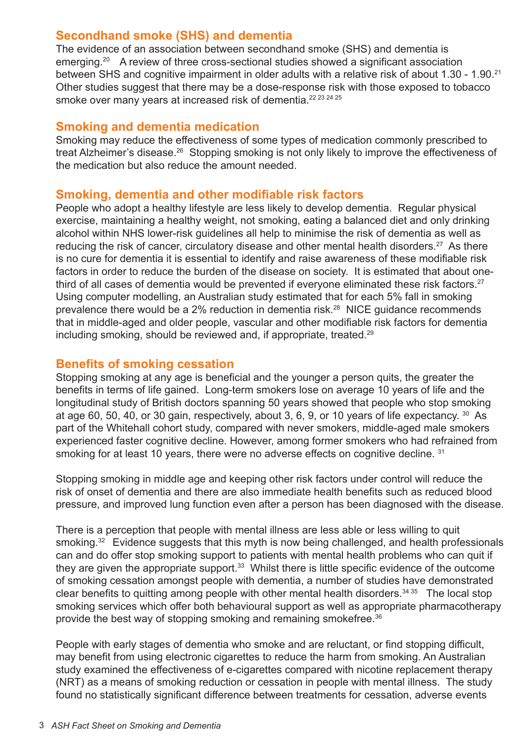## Secondhand smoke (SHS) and dementia

The evidence of an association between secondhand smoke (SHS) and dementia is emerging.[20] A review of three cross-sectional studies showed a significant association between SHS and cognitive impairment in older adults with a relative risk of about 1.30 - 1.90.[21] Other studies suggest that there may be a dose-response risk with those exposed to tobacco smoke over many years at increased risk of dementia.[22 23 24 25]

## Smoking and dementia medication

Smoking may reduce the effectiveness of some types of medication commonly prescribed to treat Alzheimer's disease.[26] Stopping smoking is not only likely to improve the effectiveness of the medication but also reduce the amount needed.

## Smoking, dementia and other modifiable risk factors

People who adopt a healthy lifestyle are less likely to develop dementia. Regular physical exercise, maintaining a healthy weight, not smoking, eating a balanced diet and only drinking alcohol within NHS lower-risk guidelines all help to minimise the risk of dementia as well as reducing the risk of cancer, circulatory disease and other mental health disorders.[27] As there is no cure for dementia it is essential to identify and raise awareness of these modifiable risk factors in order to reduce the burden of the disease on society. It is estimated that about one-third of all cases of dementia would be prevented if everyone eliminated these risk factors.[27] Using computer modelling, an Australian study estimated that for each 5% fall in smoking prevalence there would be a 2% reduction in dementia risk.[28] NICE guidance recommends that in middle-aged and older people, vascular and other modifiable risk factors for dementia including smoking, should be reviewed and, if appropriate, treated.[29]

## Benefits of smoking cessation

Stopping smoking at any age is beneficial and the younger a person quits, the greater the benefits in terms of life gained. Long-term smokers lose on average 10 years of life and the longitudinal study of British doctors spanning 50 years showed that people who stop smoking at age 60, 50, 40, or 30 gain, respectively, about 3, 6, 9, or 10 years of life expectancy.[30] As part of the Whitehall cohort study, compared with never smokers, middle-aged male smokers experienced faster cognitive decline. However, among former smokers who had refrained from smoking for at least 10 years, there were no adverse effects on cognitive decline.[31]

Stopping smoking in middle age and keeping other risk factors under control will reduce the risk of onset of dementia and there are also immediate health benefits such as reduced blood pressure, and improved lung function even after a person has been diagnosed with the disease.

There is a perception that people with mental illness are less able or less willing to quit smoking.[32] Evidence suggests that this myth is now being challenged, and health professionals can and do offer stop smoking support to patients with mental health problems who can quit if they are given the appropriate support.[33] Whilst there is little specific evidence of the outcome of smoking cessation amongst people with dementia, a number of studies have demonstrated clear benefits to quitting among people with other mental health disorders.[34 35] The local stop smoking services which offer both behavioural support as well as appropriate pharmacotherapy provide the best way of stopping smoking and remaining smokefree.[36]

People with early stages of dementia who smoke and are reluctant, or find stopping difficult, may benefit from using electronic cigarettes to reduce the harm from smoking. An Australian study examined the effectiveness of e-cigarettes compared with nicotine replacement therapy (NRT) as a means of smoking reduction or cessation in people with mental illness. The study found no statistically significant difference between treatments for cessation, adverse events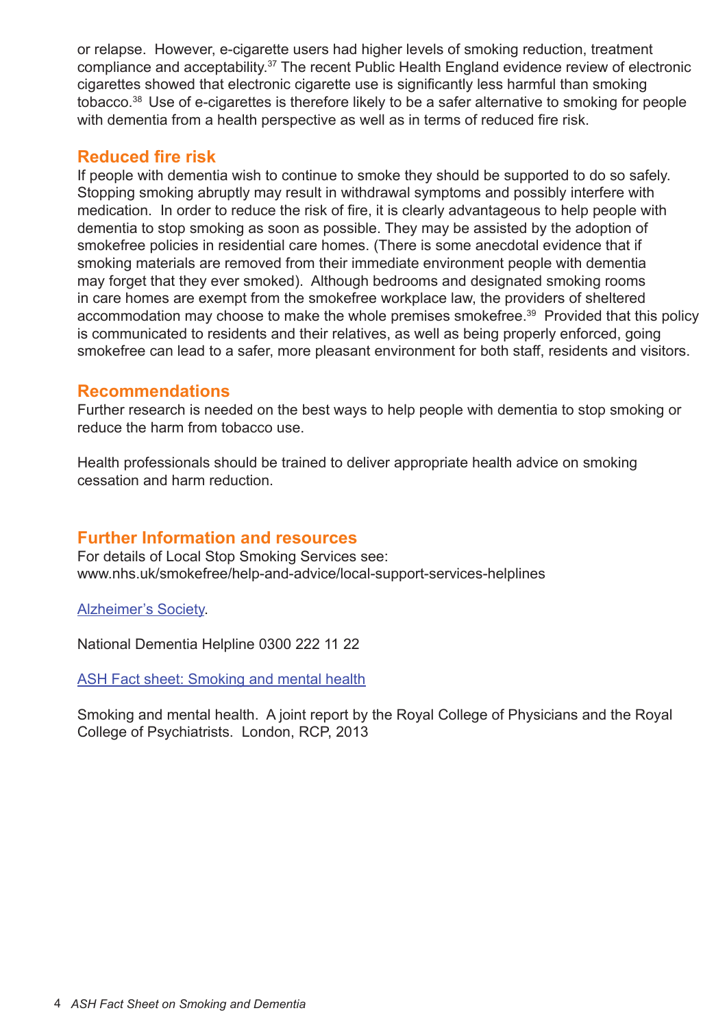or relapse. However, e-cigarette users had higher levels of smoking reduction, treatment compliance and acceptability.[37] The recent Public Health England evidence review of electronic cigarettes showed that electronic cigarette use is significantly less harmful than smoking tobacco.[38] Use of e-cigarettes is therefore likely to be a safer alternative to smoking for people with dementia from a health perspective as well as in terms of reduced fire risk.

## Reduced fire risk

If people with dementia wish to continue to smoke they should be supported to do so safely. Stopping smoking abruptly may result in withdrawal symptoms and possibly interfere with medication. In order to reduce the risk of fire, it is clearly advantageous to help people with dementia to stop smoking as soon as possible. They may be assisted by the adoption of smokefree policies in residential care homes. (There is some anecdotal evidence that if smoking materials are removed from their immediate environment people with dementia may forget that they ever smoked). Although bedrooms and designated smoking rooms in care homes are exempt from the smokefree workplace law, the providers of sheltered accommodation may choose to make the whole premises smokefree.[39] Provided that this policy is communicated to residents and their relatives, as well as being properly enforced, going smokefree can lead to a safer, more pleasant environment for both staff, residents and visitors.

## Recommendations

Further research is needed on the best ways to help people with dementia to stop smoking or reduce the harm from tobacco use.

Health professionals should be trained to deliver appropriate health advice on smoking cessation and harm reduction.

## Further Information and resources

For details of Local Stop Smoking Services see:
www.nhs.uk/smokefree/help-and-advice/local-support-services-helplines

Alzheimer's Society.

National Dementia Helpline 0300 222 11 22

ASH Fact sheet: Smoking and mental health

Smoking and mental health. A joint report by the Royal College of Physicians and the Royal College of Psychiatrists. London, RCP, 2013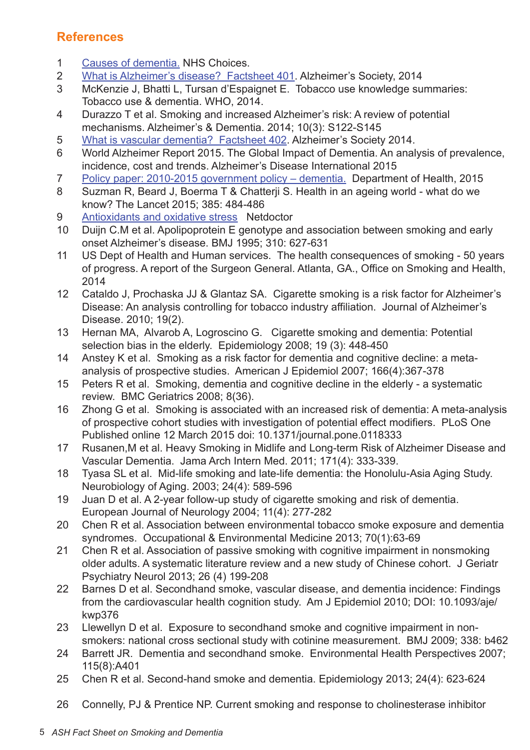## References

1. Causes of dementia. NHS Choices.
2. What is Alzheimer's disease? Factsheet 401. Alzheimer's Society, 2014
3. McKenzie J, Bhatti L, Tursan d'Espaignet E. Tobacco use knowledge summaries: Tobacco use & dementia. WHO, 2014.
4. Durazzo T et al. Smoking and increased Alzheimer's risk: A review of potential mechanisms. Alzheimer's & Dementia. 2014; 10(3): S122-S145
5. What is vascular dementia? Factsheet 402. Alzheimer's Society 2014.
6. World Alzheimer Report 2015. The Global Impact of Dementia. An analysis of prevalence, incidence, cost and trends. Alzheimer's Disease International 2015
7. Policy paper: 2010-2015 government policy – dementia. Department of Health, 2015
8. Suzman R, Beard J, Boerma T & Chatterji S. Health in an ageing world - what do we know? The Lancet 2015; 385: 484-486
9. Antioxidants and oxidative stress Netdoctor
10. Duijn C.M et al. Apolipoprotein E genotype and association between smoking and early onset Alzheimer's disease. BMJ 1995; 310: 627-631
11. US Dept of Health and Human services. The health consequences of smoking - 50 years of progress. A report of the Surgeon General. Atlanta, GA., Office on Smoking and Health, 2014
12. Cataldo J, Prochaska JJ & Glantaz SA. Cigarette smoking is a risk factor for Alzheimer's Disease: An analysis controlling for tobacco industry affiliation. Journal of Alzheimer's Disease. 2010; 19(2).
13. Hernan MA, Alvarob A, Logroscino G. Cigarette smoking and dementia: Potential selection bias in the elderly. Epidemiology 2008; 19 (3): 448-450
14. Anstey K et al. Smoking as a risk factor for dementia and cognitive decline: a meta-analysis of prospective studies. American J Epidemiol 2007; 166(4):367-378
15. Peters R et al. Smoking, dementia and cognitive decline in the elderly - a systematic review. BMC Geriatrics 2008; 8(36).
16. Zhong G et al. Smoking is associated with an increased risk of dementia: A meta-analysis of prospective cohort studies with investigation of potential effect modifiers. PLoS One Published online 12 March 2015 doi: 10.1371/journal.pone.0118333
17. Rusanen,M et al. Heavy Smoking in Midlife and Long-term Risk of Alzheimer Disease and Vascular Dementia. Jama Arch Intern Med. 2011; 171(4): 333-339.
18. Tyasa SL et al. Mid-life smoking and late-life dementia: the Honolulu-Asia Aging Study. Neurobiology of Aging. 2003; 24(4): 589-596
19. Juan D et al. A 2-year follow-up study of cigarette smoking and risk of dementia. European Journal of Neurology 2004; 11(4): 277-282
20. Chen R et al. Association between environmental tobacco smoke exposure and dementia syndromes. Occupational & Environmental Medicine 2013; 70(1):63-69
21. Chen R et al. Association of passive smoking with cognitive impairment in nonsmoking older adults. A systematic literature review and a new study of Chinese cohort. J Geriatr Psychiatry Neurol 2013; 26 (4) 199-208
22. Barnes D et al. Secondhand smoke, vascular disease, and dementia incidence: Findings from the cardiovascular health cognition study. Am J Epidemiol 2010; DOI: 10.1093/aje/kwp376
23. Llewellyn D et al. Exposure to secondhand smoke and cognitive impairment in non-smokers: national cross sectional study with cotinine measurement. BMJ 2009; 338: b462
24. Barrett JR. Dementia and secondhand smoke. Environmental Health Perspectives 2007; 115(8):A401
25. Chen R et al. Second-hand smoke and dementia. Epidemiology 2013; 24(4): 623-624
26. Connelly, PJ & Prentice NP. Current smoking and response to cholinesterase inhibitor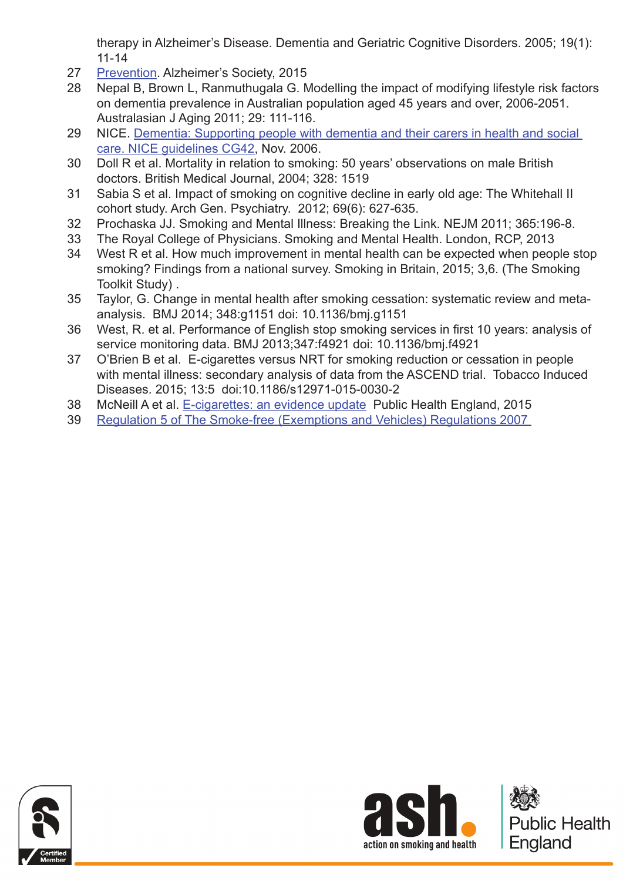therapy in Alzheimer's Disease. Dementia and Geriatric Cognitive Disorders. 2005; 19(1): 11-14

27 Prevention. Alzheimer's Society, 2015

28 Nepal B, Brown L, Ranmuthugala G. Modelling the impact of modifying lifestyle risk factors on dementia prevalence in Australian population aged 45 years and over, 2006-2051. Australasian J Aging 2011; 29: 111-116.

29 NICE. Dementia: Supporting people with dementia and their carers in health and social care. NICE guidelines CG42, Nov. 2006.

30 Doll R et al. Mortality in relation to smoking: 50 years' observations on male British doctors. British Medical Journal, 2004; 328: 1519

31 Sabia S et al. Impact of smoking on cognitive decline in early old age: The Whitehall II cohort study. Arch Gen. Psychiatry. 2012; 69(6): 627-635.

32 Prochaska JJ. Smoking and Mental Illness: Breaking the Link. NEJM 2011; 365:196-8.

33 The Royal College of Physicians. Smoking and Mental Health. London, RCP, 2013

34 West R et al. How much improvement in mental health can be expected when people stop smoking? Findings from a national survey. Smoking in Britain, 2015; 3,6. (The Smoking Toolkit Study) .

35 Taylor, G. Change in mental health after smoking cessation: systematic review and meta-analysis. BMJ 2014; 348:g1151 doi: 10.1136/bmj.g1151

36 West, R. et al. Performance of English stop smoking services in first 10 years: analysis of service monitoring data. BMJ 2013;347:f4921 doi: 10.1136/bmj.f4921

37 O'Brien B et al. E-cigarettes versus NRT for smoking reduction or cessation in people with mental illness: secondary analysis of data from the ASCEND trial. Tobacco Induced Diseases. 2015; 13:5 doi:10.1186/s12971-015-0030-2

38 McNeill A et al. E-cigarettes: an evidence update Public Health England, 2015

39 Regulation 5 of The Smoke-free (Exemptions and Vehicles) Regulations 2007